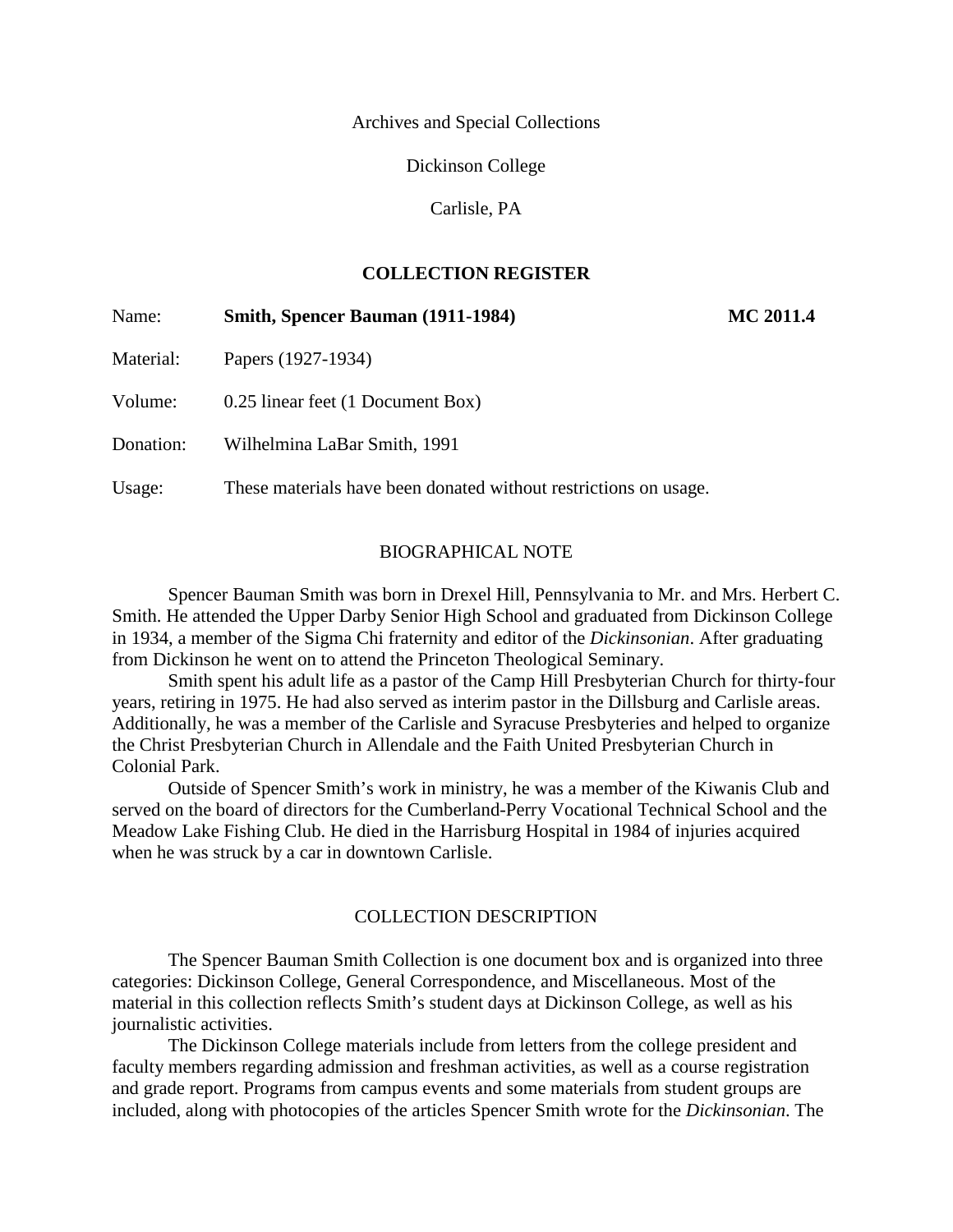Archives and Special Collections

Dickinson College

Carlisle, PA

## COLLECTION REGISTER

| | | |
|---|---|---|
| Name: | **Smith, Spencer Bauman (1911-1984)** | **MC 2011.4** |
| Material: | Papers (1927-1934) | |
| Volume: | 0.25 linear feet (1 Document Box) | |
| Donation: | Wilhelmina LaBar Smith, 1991 | |
| Usage: | These materials have been donated without restrictions on usage. | |

## BIOGRAPHICAL NOTE

Spencer Bauman Smith was born in Drexel Hill, Pennsylvania to Mr. and Mrs. Herbert C. Smith. He attended the Upper Darby Senior High School and graduated from Dickinson College in 1934, a member of the Sigma Chi fraternity and editor of the *Dickinsonian*. After graduating from Dickinson he went on to attend the Princeton Theological Seminary.

Smith spent his adult life as a pastor of the Camp Hill Presbyterian Church for thirty-four years, retiring in 1975. He had also served as interim pastor in the Dillsburg and Carlisle areas. Additionally, he was a member of the Carlisle and Syracuse Presbyteries and helped to organize the Christ Presbyterian Church in Allendale and the Faith United Presbyterian Church in Colonial Park.

Outside of Spencer Smith's work in ministry, he was a member of the Kiwanis Club and served on the board of directors for the Cumberland-Perry Vocational Technical School and the Meadow Lake Fishing Club. He died in the Harrisburg Hospital in 1984 of injuries acquired when he was struck by a car in downtown Carlisle.

## COLLECTION DESCRIPTION

The Spencer Bauman Smith Collection is one document box and is organized into three categories: Dickinson College, General Correspondence, and Miscellaneous. Most of the material in this collection reflects Smith's student days at Dickinson College, as well as his journalistic activities.

The Dickinson College materials include from letters from the college president and faculty members regarding admission and freshman activities, as well as a course registration and grade report. Programs from campus events and some materials from student groups are included, along with photocopies of the articles Spencer Smith wrote for the *Dickinsonian*. The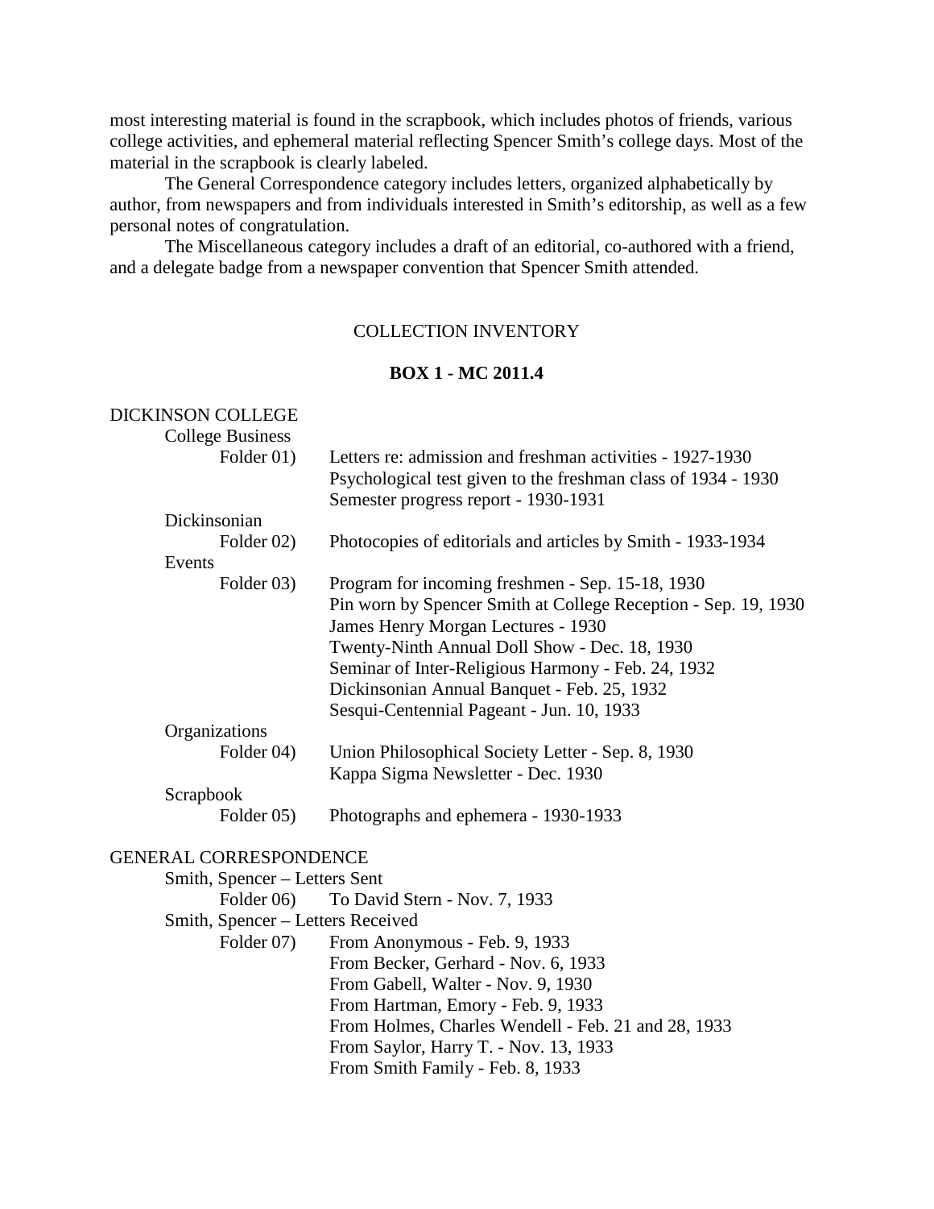most interesting material is found in the scrapbook, which includes photos of friends, various college activities, and ephemeral material reflecting Spencer Smith's college days. Most of the material in the scrapbook is clearly labeled.

The General Correspondence category includes letters, organized alphabetically by author, from newspapers and from individuals interested in Smith's editorship, as well as a few personal notes of congratulation.

The Miscellaneous category includes a draft of an editorial, co-authored with a friend, and a delegate badge from a newspaper convention that Spencer Smith attended.

## COLLECTION INVENTORY

### BOX 1 - MC 2011.4

DICKINSON COLLEGE

- College Business
  - Folder 01)
    - Letters re: admission and freshman activities - 1927-1930
    - Psychological test given to the freshman class of 1934 - 1930
    - Semester progress report - 1930-1931
- Dickinsonian
  - Folder 02)
    - Photocopies of editorials and articles by Smith - 1933-1934
- Events
  - Folder 03)
    - Program for incoming freshmen - Sep. 15-18, 1930
    - Pin worn by Spencer Smith at College Reception - Sep. 19, 1930
    - James Henry Morgan Lectures - 1930
    - Twenty-Ninth Annual Doll Show - Dec. 18, 1930
    - Seminar of Inter-Religious Harmony - Feb. 24, 1932
    - Dickinsonian Annual Banquet - Feb. 25, 1932
    - Sesqui-Centennial Pageant - Jun. 10, 1933
- Organizations
  - Folder 04)
    - Union Philosophical Society Letter - Sep. 8, 1930
    - Kappa Sigma Newsletter - Dec. 1930
- Scrapbook
  - Folder 05)
    - Photographs and ephemera - 1930-1933

GENERAL CORRESPONDENCE

- Smith, Spencer – Letters Sent
  - Folder 06)
    - To David Stern - Nov. 7, 1933
- Smith, Spencer – Letters Received
  - Folder 07)
    - From Anonymous - Feb. 9, 1933
    - From Becker, Gerhard - Nov. 6, 1933
    - From Gabell, Walter - Nov. 9, 1930
    - From Hartman, Emory - Feb. 9, 1933
    - From Holmes, Charles Wendell - Feb. 21 and 28, 1933
    - From Saylor, Harry T. - Nov. 13, 1933
    - From Smith Family - Feb. 8, 1933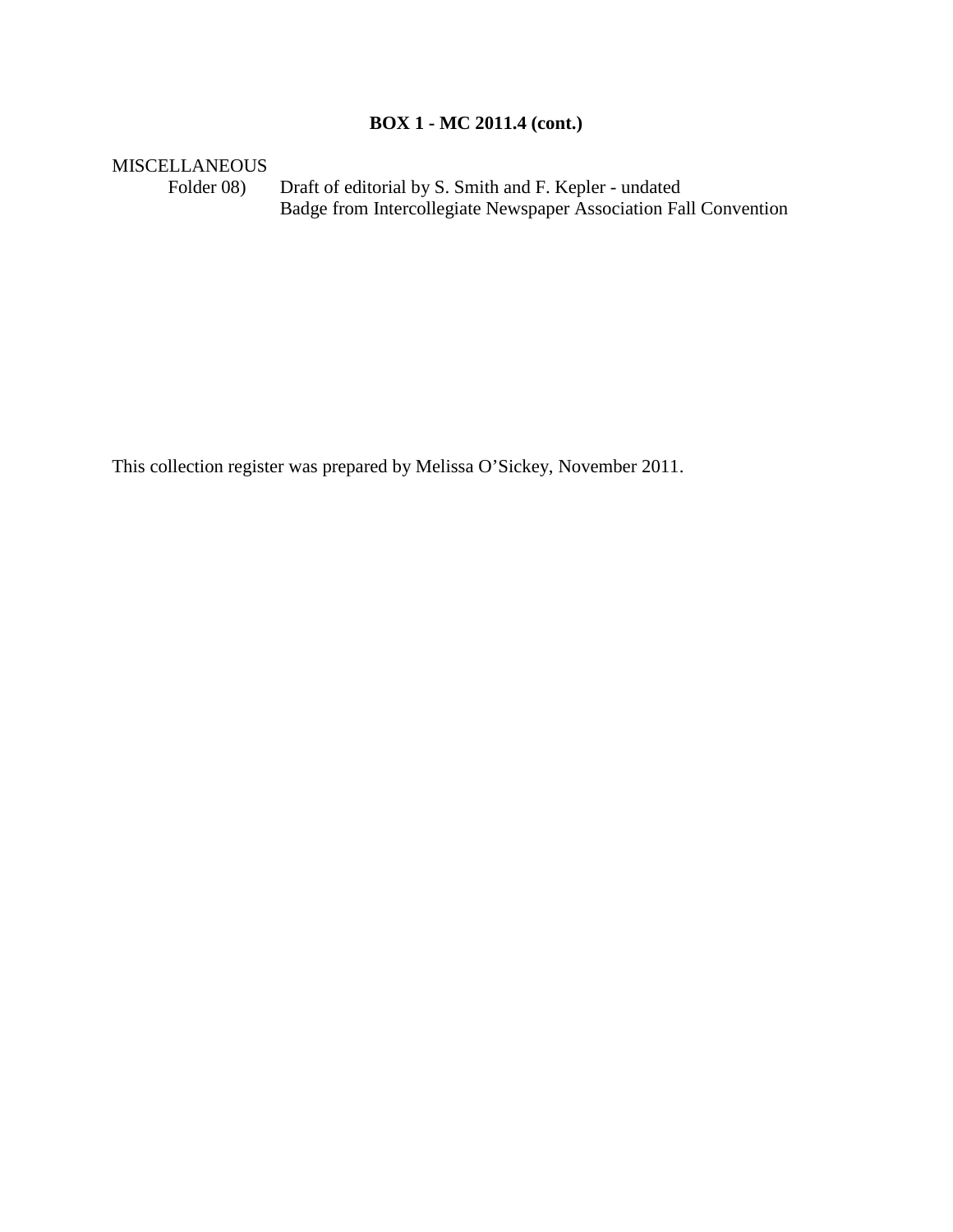**BOX 1 - MC 2011.4 (cont.)**

MISCELLANEOUS

Folder 08) Draft of editorial by S. Smith and F. Kepler - undated
Badge from Intercollegiate Newspaper Association Fall Convention

This collection register was prepared by Melissa O'Sickey, November 2011.